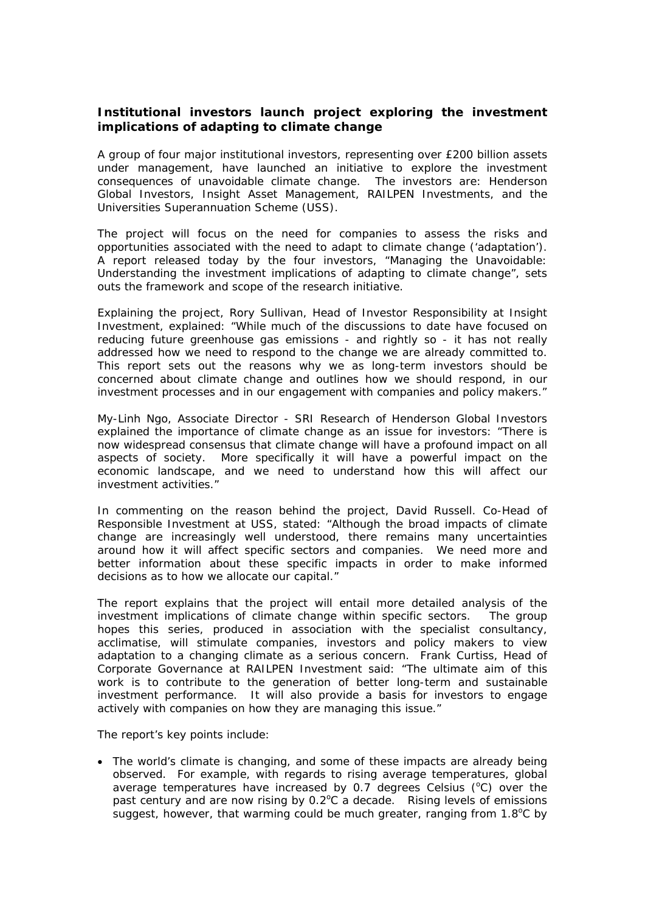**Institutional investors launch project exploring the investment implications of adapting to climate change**

A group of four major institutional investors, representing over £200 billion assets under management, have launched an initiative to explore the investment consequences of unavoidable climate change. The investors are: Henderson Global Investors, Insight Asset Management, RAILPEN Investments, and the Universities Superannuation Scheme (USS).

The project will focus on the need for companies to assess the risks and opportunities associated with the need to adapt to climate change ('adaptation'). A report released today by the four investors, "Managing the Unavoidable: Understanding the investment implications of adapting to climate change", sets outs the framework and scope of the research initiative.

Explaining the project, Rory Sullivan, Head of Investor Responsibility at Insight Investment, explained: "While much of the discussions to date have focused on reducing future greenhouse gas emissions - and rightly so - it has not really addressed how we need to respond to the change we are already committed to. This report sets out the reasons why we as long-term investors should be concerned about climate change and outlines how we should respond, in our investment processes and in our engagement with companies and policy makers."

My-Linh Ngo, Associate Director - SRI Research of Henderson Global Investors explained the importance of climate change as an issue for investors: "There is now widespread consensus that climate change will have a profound impact on all aspects of society. More specifically it will have a powerful impact on the economic landscape, and we need to understand how this will affect our investment activities."

In commenting on the reason behind the project, David Russell. Co-Head of Responsible Investment at USS, stated: "Although the broad impacts of climate change are increasingly well understood, there remains many uncertainties around how it will affect specific sectors and companies. We need more and better information about these specific impacts in order to make informed decisions as to how we allocate our capital."

The report explains that the project will entail more detailed analysis of the investment implications of climate change within specific sectors. The group hopes this series, produced in association with the specialist consultancy, acclimatise, will stimulate companies, investors and policy makers to view adaptation to a changing climate as a serious concern. Frank Curtiss, Head of Corporate Governance at RAILPEN Investment said: "The ultimate aim of this work is to contribute to the generation of better long-term and sustainable investment performance. It will also provide a basis for investors to engage actively with companies on how they are managing this issue."

The report's key points include:

- The world's climate is changing, and some of these impacts are already being observed. For example, with regards to rising average temperatures, global average temperatures have increased by 0.7 degrees Celsius (°C) over the past century and are now rising by 0.2°C a decade. Rising levels of emissions suggest, however, that warming could be much greater, ranging from 1.8°C by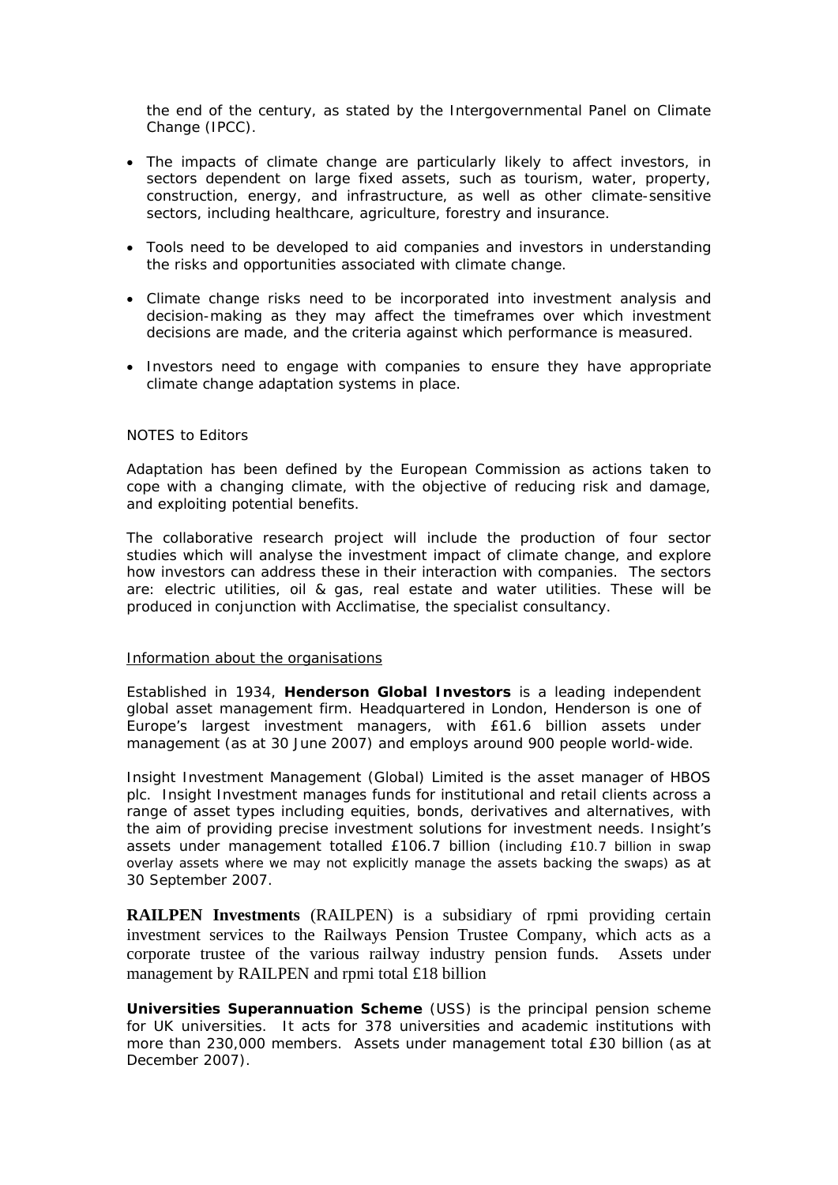the end of the century, as stated by the Intergovernmental Panel on Climate Change (IPCC).

- The impacts of climate change are particularly likely to affect investors, in sectors dependent on large fixed assets, such as tourism, water, property, construction, energy, and infrastructure, as well as other climate-sensitive sectors, including healthcare, agriculture, forestry and insurance.
- Tools need to be developed to aid companies and investors in understanding the risks and opportunities associated with climate change.
- Climate change risks need to be incorporated into investment analysis and decision-making as they may affect the timeframes over which investment decisions are made, and the criteria against which performance is measured.
- Investors need to engage with companies to ensure they have appropriate climate change adaptation systems in place.

NOTES to Editors

Adaptation has been defined by the European Commission as actions taken to cope with a changing climate, with the objective of reducing risk and damage, and exploiting potential benefits.

The collaborative research project will include the production of four sector studies which will analyse the investment impact of climate change, and explore how investors can address these in their interaction with companies. The sectors are: electric utilities, oil & gas, real estate and water utilities. These will be produced in conjunction with Acclimatise, the specialist consultancy.

<u>Information about the organisations</u>

Established in 1934, **Henderson Global Investors** is a leading independent global asset management firm. Headquartered in London, Henderson is one of Europe's largest investment managers, with £61.6 billion assets under management (as at 30 June 2007) and employs around 900 people world-wide.

Insight Investment Management (Global) Limited is the asset manager of HBOS plc. Insight Investment manages funds for institutional and retail clients across a range of asset types including equities, bonds, derivatives and alternatives, with the aim of providing precise investment solutions for investment needs. Insight's assets under management totalled £106.7 billion (including £10.7 billion in swap overlay assets where we may not explicitly manage the assets backing the swaps) as at 30 September 2007.

**RAILPEN Investments** (RAILPEN) is a subsidiary of rpmi providing certain investment services to the Railways Pension Trustee Company, which acts as a corporate trustee of the various railway industry pension funds. Assets under management by RAILPEN and rpmi total £18 billion

**Universities Superannuation Scheme** (USS) is the principal pension scheme for UK universities. It acts for 378 universities and academic institutions with more than 230,000 members. Assets under management total £30 billion (as at December 2007).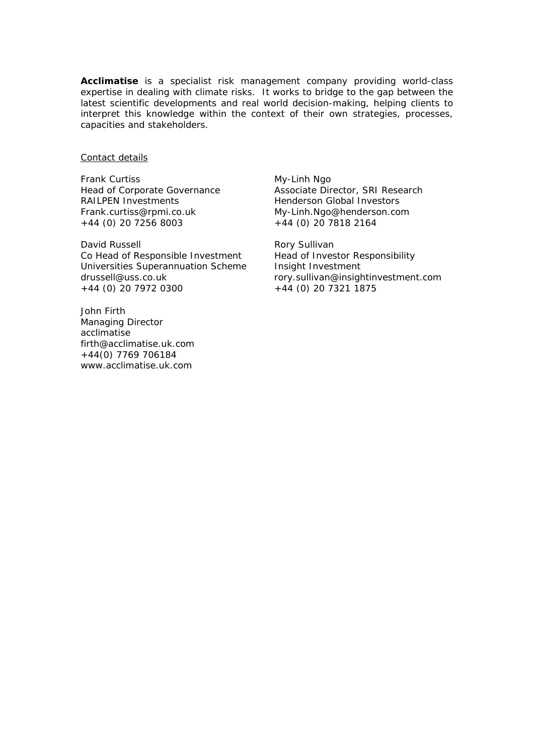**Acclimatise** is a specialist risk management company providing world-class expertise in dealing with climate risks. It works to bridge to the gap between the latest scientific developments and real world decision-making, helping clients to interpret this knowledge within the context of their own strategies, processes, capacities and stakeholders.

Contact details

Frank Curtiss
Head of Corporate Governance
RAILPEN Investments
Frank.curtiss@rpmi.co.uk
+44 (0) 20 7256 8003

David Russell
Co Head of Responsible Investment
Universities Superannuation Scheme
drussell@uss.co.uk
+44 (0) 20 7972 0300

John Firth
Managing Director
acclimatise
firth@acclimatise.uk.com
+44(0) 7769 706184
www.acclimatise.uk.com

My-Linh Ngo
Associate Director, SRI Research
Henderson Global Investors
My-Linh.Ngo@henderson.com
+44 (0) 20 7818 2164

Rory Sullivan
Head of Investor Responsibility
Insight Investment
rory.sullivan@insightinvestment.com
+44 (0) 20 7321 1875